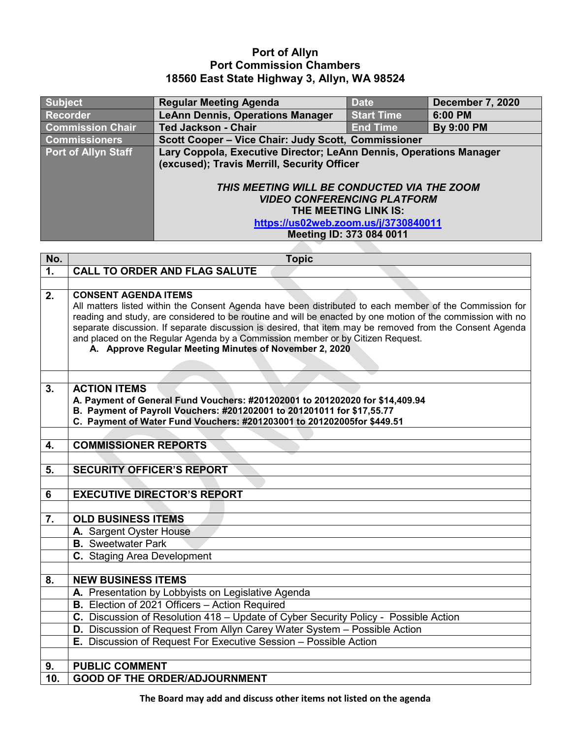# Port of Allyn
## Port Commission Chambers
## 18560 East State Highway 3, Allyn, WA 98524

| Subject | Regular Meeting Agenda | Date | December 7, 2020 |
|---|---|---|---|
| Recorder | LeAnn Dennis, Operations Manager | Start Time | 6:00 PM |
| Commission Chair | Ted Jackson - Chair | End Time | By 9:00 PM |
| Commissioners | Scott Cooper – Vice Chair: Judy Scott, Commissioner | | |
| Port of Allyn Staff | Lary Coppola, Executive Director; LeAnn Dennis, Operations Manager (excused); Travis Merrill, Security Officer<br><br>*THIS MEETING WILL BE CONDUCTED VIA THE ZOOM VIDEO CONFERENCING PLATFORM*<br>THE MEETING LINK IS:<br>https://us02web.zoom.us/j/3730840011<br>Meeting ID: 373 084 0011 | | |

| No. | Topic |
|---|---|
| 1. | **CALL TO ORDER AND FLAG SALUTE** |
| | |
| 2. | **CONSENT AGENDA ITEMS**<br>All matters listed within the Consent Agenda have been distributed to each member of the Commission for reading and study, are considered to be routine and will be enacted by one motion of the commission with no separate discussion. If separate discussion is desired, that item may be removed from the Consent Agenda and placed on the Regular Agenda by a Commission member or by Citizen Request.<br>**A. Approve Regular Meeting Minutes of November 2, 2020** |
| | |
| 3. | **ACTION ITEMS**<br>**A. Payment of General Fund Vouchers: #201202001 to 201202020 for $14,409.94**<br>**B. Payment of Payroll Vouchers: #201202001 to 201201011 for $17,55.77**<br>**C. Payment of Water Fund Vouchers: #201203001 to 201202005for $449.51** |
| | |
| 4. | **COMMISSIONER REPORTS** |
| | |
| 5. | **SECURITY OFFICER'S REPORT** |
| | |
| 6 | **EXECUTIVE DIRECTOR'S REPORT** |
| | |
| 7. | **OLD BUSINESS ITEMS** |
| | **A.** Sargent Oyster House |
| | **B.** Sweetwater Park |
| | **C.** Staging Area Development |
| | |
| 8. | **NEW BUSINESS ITEMS** |
| | **A.** Presentation by Lobbyists on Legislative Agenda |
| | **B.** Election of 2021 Officers – Action Required |
| | **C.** Discussion of Resolution 418 – Update of Cyber Security Policy - Possible Action |
| | **D.** Discussion of Request From Allyn Carey Water System – Possible Action |
| | **E.** Discussion of Request For Executive Session – Possible Action |
| | |
| 9. | **PUBLIC COMMENT** |
| 10. | **GOOD OF THE ORDER/ADJOURNMENT** |

**The Board may add and discuss other items not listed on the agenda**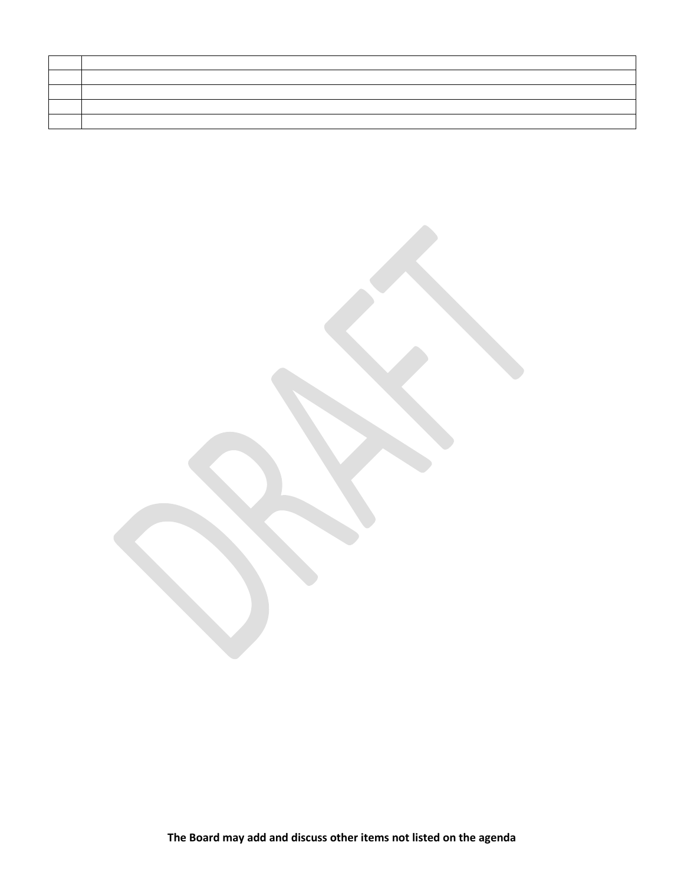| | |
|---|---|
| | |
| | |
| | |
| | |
| | |

**The Board may add and discuss other items not listed on the agenda**